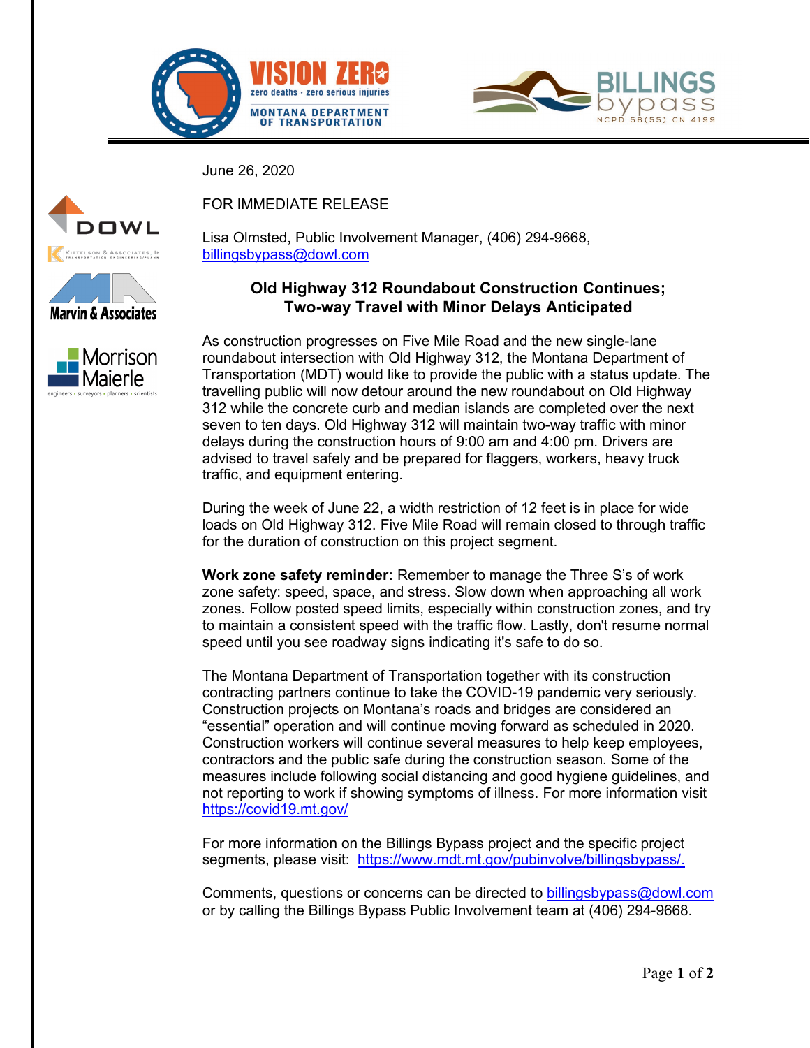June 26, 2020

FOR IMMEDIATE RELEASE

Lisa Olmsted, Public Involvement Manager, (406) 294-9668, billingsbypass@dowl.com

## Old Highway 312 Roundabout Construction Continues; Two-way Travel with Minor Delays Anticipated

As construction progresses on Five Mile Road and the new single-lane roundabout intersection with Old Highway 312, the Montana Department of Transportation (MDT) would like to provide the public with a status update. The travelling public will now detour around the new roundabout on Old Highway 312 while the concrete curb and median islands are completed over the next seven to ten days. Old Highway 312 will maintain two-way traffic with minor delays during the construction hours of 9:00 am and 4:00 pm. Drivers are advised to travel safely and be prepared for flaggers, workers, heavy truck traffic, and equipment entering.

During the week of June 22, a width restriction of 12 feet is in place for wide loads on Old Highway 312. Five Mile Road will remain closed to through traffic for the duration of construction on this project segment.

**Work zone safety reminder:** Remember to manage the Three S's of work zone safety: speed, space, and stress. Slow down when approaching all work zones. Follow posted speed limits, especially within construction zones, and try to maintain a consistent speed with the traffic flow. Lastly, don't resume normal speed until you see roadway signs indicating it's safe to do so.

The Montana Department of Transportation together with its construction contracting partners continue to take the COVID-19 pandemic very seriously. Construction projects on Montana's roads and bridges are considered an "essential" operation and will continue moving forward as scheduled in 2020. Construction workers will continue several measures to help keep employees, contractors and the public safe during the construction season. Some of the measures include following social distancing and good hygiene guidelines, and not reporting to work if showing symptoms of illness. For more information visit https://covid19.mt.gov/

For more information on the Billings Bypass project and the specific project segments, please visit: https://www.mdt.mt.gov/pubinvolve/billingsbypass/.

Comments, questions or concerns can be directed to billingsbypass@dowl.com or by calling the Billings Bypass Public Involvement team at (406) 294-9668.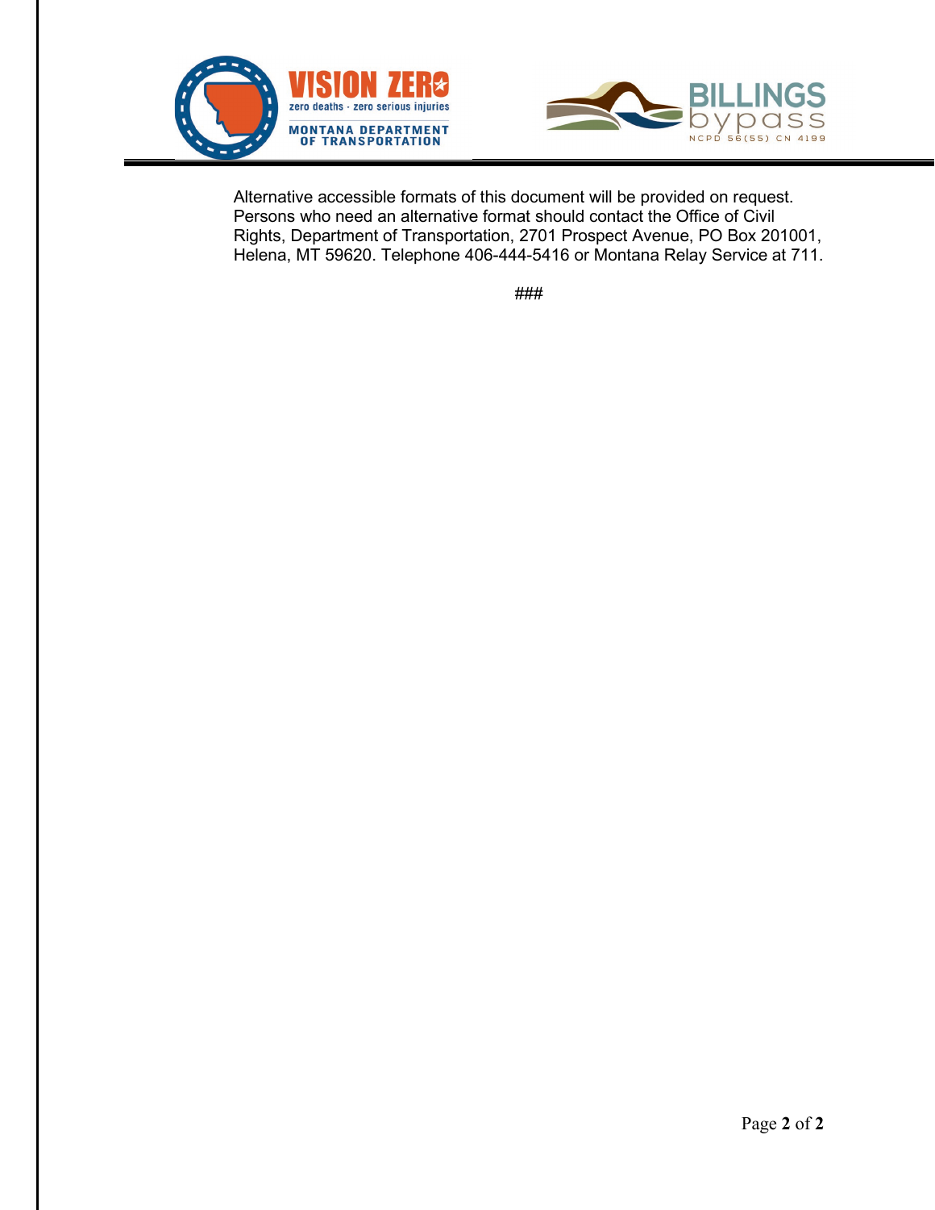Alternative accessible formats of this document will be provided on request. Persons who need an alternative format should contact the Office of Civil Rights, Department of Transportation, 2701 Prospect Avenue, PO Box 201001, Helena, MT 59620. Telephone 406-444-5416 or Montana Relay Service at 711.

###